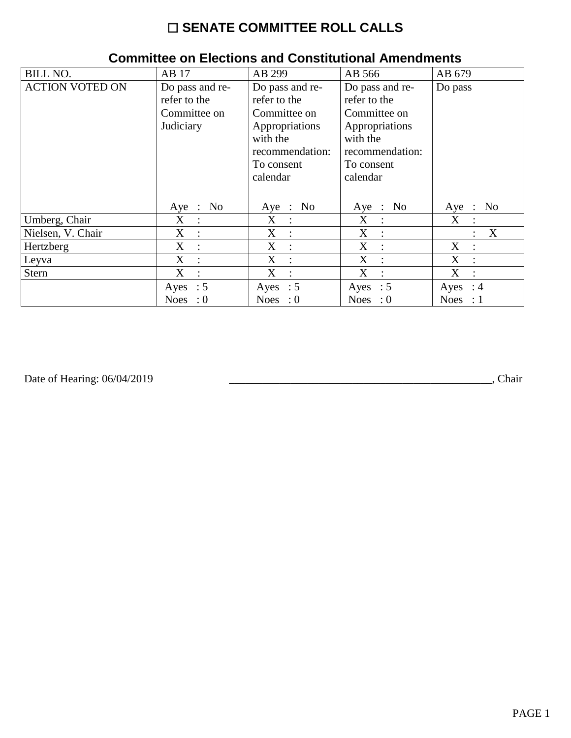# ☐ SENATE COMMITTEE ROLL CALLS

## Committee on Elections and Constitutional Amendments

| BILL NO. | AB 17 | AB 299 | AB 566 | AB 679 |
|---|---|---|---|---|
| ACTION VOTED ON | Do pass and re-refer to the Committee on Judiciary | Do pass and re-refer to the Committee on Appropriations with the recommendation: To consent calendar | Do pass and re-refer to the Committee on Appropriations with the recommendation: To consent calendar | Do pass |
| | Aye : No | Aye : No | Aye : No | Aye : No |
| Umberg, Chair | X : | X : | X : | X : |
| Nielsen, V. Chair | X : | X : | X : | : X |
| Hertzberg | X : | X : | X : | X : |
| Leyva | X : | X : | X : | X : |
| Stern | X : | X : | X : | X : |
| | Ayes : 5 Noes : 0 | Ayes : 5 Noes : 0 | Ayes : 5 Noes : 0 | Ayes : 4 Noes : 1 |

Date of Hearing: 06/04/2019 _______________________________________________, Chair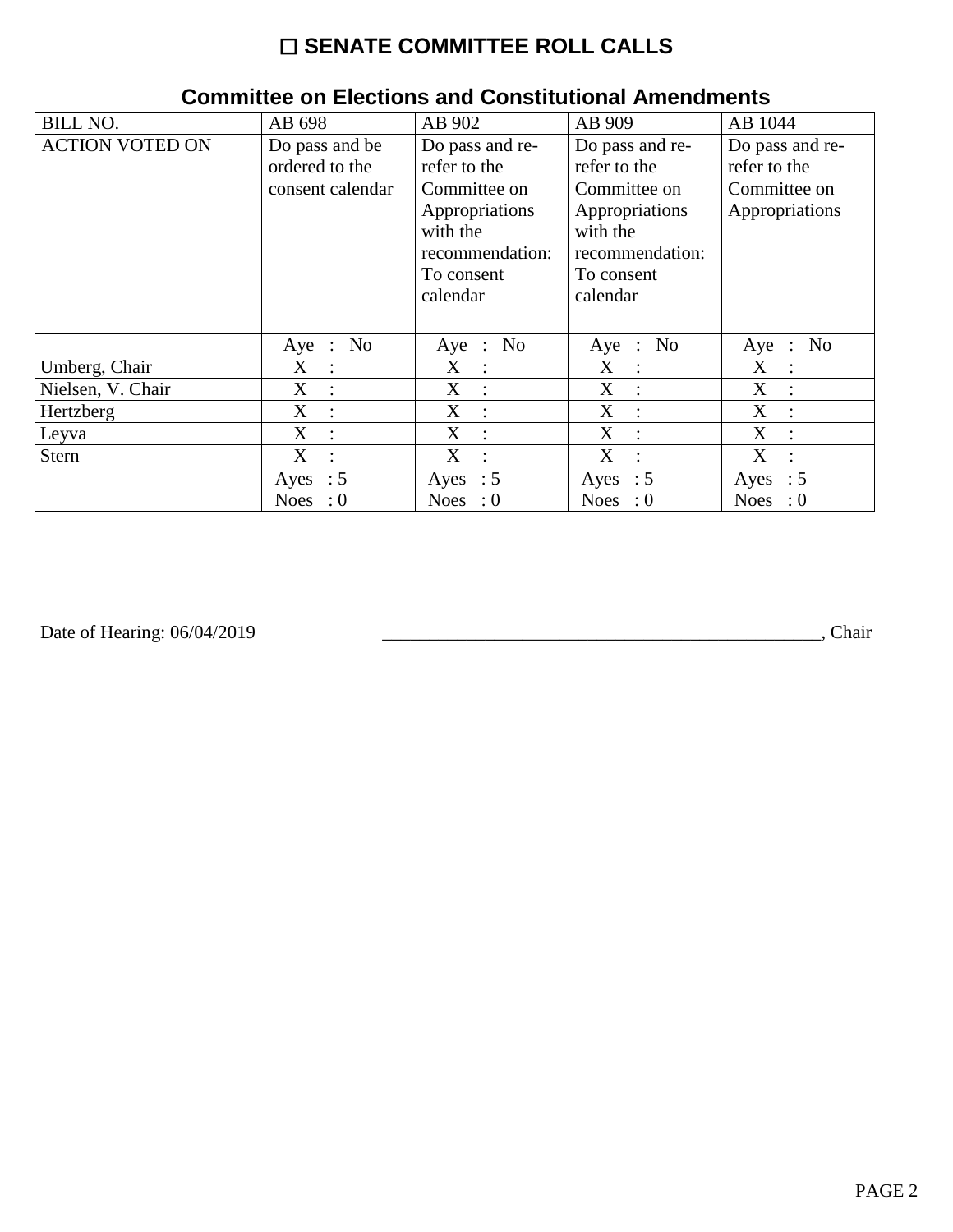# ☐ SENATE COMMITTEE ROLL CALLS

## Committee on Elections and Constitutional Amendments

| BILL NO. | AB 698 | AB 902 | AB 909 | AB 1044 |
|---|---|---|---|---|
| ACTION VOTED ON | Do pass and be ordered to the consent calendar | Do pass and re-refer to the Committee on Appropriations with the recommendation: To consent calendar | Do pass and re-refer to the Committee on Appropriations with the recommendation: To consent calendar | Do pass and re-refer to the Committee on Appropriations |
| | Aye : No | Aye : No | Aye : No | Aye : No |
| Umberg, Chair | X : | X : | X : | X : |
| Nielsen, V. Chair | X : | X : | X : | X : |
| Hertzberg | X : | X : | X : | X : |
| Leyva | X : | X : | X : | X : |
| Stern | X : | X : | X : | X : |
| | Ayes : 5<br>Noes : 0 | Ayes : 5<br>Noes : 0 | Ayes : 5<br>Noes : 0 | Ayes : 5<br>Noes : 0 |

Date of Hearing: 06/04/2019 ________________________________________________, Chair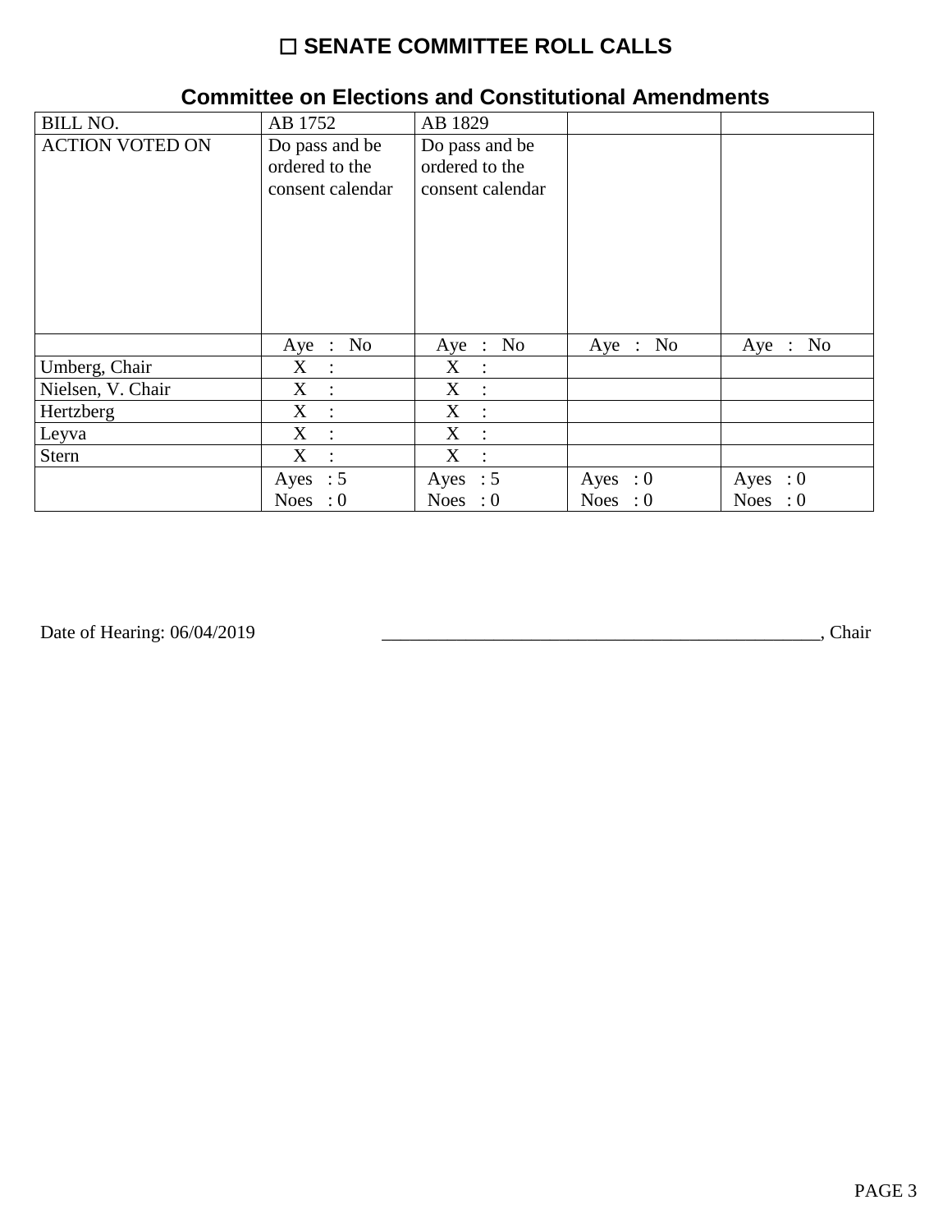# ☐ SENATE COMMITTEE ROLL CALLS

## Committee on Elections and Constitutional Amendments

| BILL NO. | AB 1752 | AB 1829 | | |
|---|---|---|---|---|
| ACTION VOTED ON | Do pass and be ordered to the consent calendar | Do pass and be ordered to the consent calendar | | |
| | Aye : No | Aye : No | Aye : No | Aye : No |
| Umberg, Chair | X : | X : | | |
| Nielsen, V. Chair | X : | X : | | |
| Hertzberg | X : | X : | | |
| Leyva | X : | X : | | |
| Stern | X : | X : | | |
| | Ayes : 5<br>Noes : 0 | Ayes : 5<br>Noes : 0 | Ayes : 0<br>Noes : 0 | Ayes : 0<br>Noes : 0 |

Date of Hearing: 06/04/2019

________________________________________________, Chair